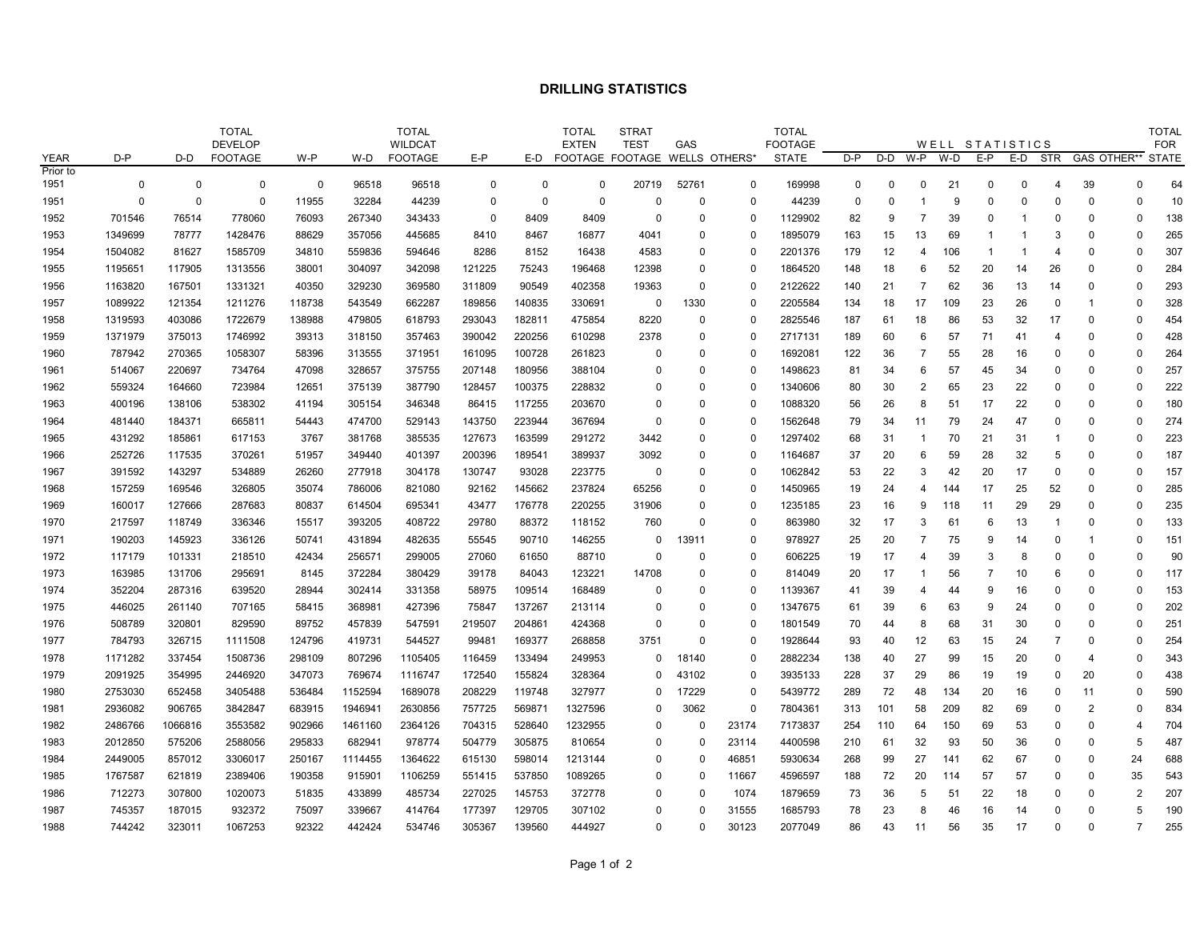# DRILLING STATISTICS

| YEAR | D-P | D-D | TOTAL DEVELOP FOOTAGE | W-P | W-D | TOTAL WILDCAT FOOTAGE | E-P | E-D | TOTAL EXTEN FOOTAGE | STRAT TEST FOOTAGE | GAS WELLS | OTHERS* | TOTAL FOOTAGE STATE | D-P | D-D | W-P | W-D | E-P | E-D | STR | GAS | OTHER** | TOTAL FOR STATE |
|---|---|---|---|---|---|---|---|---|---|---|---|---|---|---|---|---|---|---|---|---|---|---|---|
| | | | | | | | | | | | | | | WELL STATISTICS | | | | | | | | | |
| Prior to 1951 | 0 | 0 | 0 | 0 | 96518 | 96518 | 0 | 0 | 0 | 20719 | 52761 | 0 | 169998 | 0 | 0 | 0 | 21 | 0 | 0 | 4 | 39 | 0 | 64 |
| 1951 | 0 | 0 | 0 | 11955 | 32284 | 44239 | 0 | 0 | 0 | 0 | 0 | 0 | 44239 | 0 | 0 | 1 | 9 | 0 | 0 | 0 | 0 | 0 | 10 |
| 1952 | 701546 | 76514 | 778060 | 76093 | 267340 | 343433 | 0 | 8409 | 8409 | 0 | 0 | 0 | 1129902 | 82 | 9 | 7 | 39 | 0 | 1 | 0 | 0 | 0 | 138 |
| 1953 | 1349699 | 78777 | 1428476 | 88629 | 357056 | 445685 | 8410 | 8467 | 16877 | 4041 | 0 | 0 | 1895079 | 163 | 15 | 13 | 69 | 1 | 1 | 3 | 0 | 0 | 265 |
| 1954 | 1504082 | 81627 | 1585709 | 34810 | 559836 | 594646 | 8286 | 8152 | 16438 | 4583 | 0 | 0 | 2201376 | 179 | 12 | 4 | 106 | 1 | 1 | 4 | 0 | 0 | 307 |
| 1955 | 1195651 | 117905 | 1313556 | 38001 | 304097 | 342098 | 121225 | 75243 | 196468 | 12398 | 0 | 0 | 1864520 | 148 | 18 | 6 | 52 | 20 | 14 | 26 | 0 | 0 | 284 |
| 1956 | 1163820 | 167501 | 1331321 | 40350 | 329230 | 369580 | 311809 | 90549 | 402358 | 19363 | 0 | 0 | 2122622 | 140 | 21 | 7 | 62 | 36 | 13 | 14 | 0 | 0 | 293 |
| 1957 | 1089922 | 121354 | 1211276 | 118738 | 543549 | 662287 | 189856 | 140835 | 330691 | 0 | 1330 | 0 | 2205584 | 134 | 18 | 17 | 109 | 23 | 26 | 0 | 1 | 0 | 328 |
| 1958 | 1319593 | 403086 | 1722679 | 138988 | 479805 | 618793 | 293043 | 182811 | 475854 | 8220 | 0 | 0 | 2825546 | 187 | 61 | 18 | 86 | 53 | 32 | 17 | 0 | 0 | 454 |
| 1959 | 1371979 | 375013 | 1746992 | 39313 | 318150 | 357463 | 390042 | 220256 | 610298 | 2378 | 0 | 0 | 2717131 | 189 | 60 | 6 | 57 | 71 | 41 | 4 | 0 | 0 | 428 |
| 1960 | 787942 | 270365 | 1058307 | 58396 | 313555 | 371951 | 161095 | 100728 | 261823 | 0 | 0 | 0 | 1692081 | 122 | 36 | 7 | 55 | 28 | 16 | 0 | 0 | 0 | 264 |
| 1961 | 514067 | 220697 | 734764 | 47098 | 328657 | 375755 | 207148 | 180956 | 388104 | 0 | 0 | 0 | 1498623 | 81 | 34 | 6 | 57 | 45 | 34 | 0 | 0 | 0 | 257 |
| 1962 | 559324 | 164660 | 723984 | 12651 | 375139 | 387790 | 128457 | 100375 | 228832 | 0 | 0 | 0 | 1340606 | 80 | 30 | 2 | 65 | 23 | 22 | 0 | 0 | 0 | 222 |
| 1963 | 400196 | 138106 | 538302 | 41194 | 305154 | 346348 | 86415 | 117255 | 203670 | 0 | 0 | 0 | 1088320 | 56 | 26 | 8 | 51 | 17 | 22 | 0 | 0 | 0 | 180 |
| 1964 | 481440 | 184371 | 665811 | 54443 | 474700 | 529143 | 143750 | 223944 | 367694 | 0 | 0 | 0 | 1562648 | 79 | 34 | 11 | 79 | 24 | 47 | 0 | 0 | 0 | 274 |
| 1965 | 431292 | 185861 | 617153 | 3767 | 381768 | 385535 | 127673 | 163599 | 291272 | 3442 | 0 | 0 | 1297402 | 68 | 31 | 1 | 70 | 21 | 31 | 1 | 0 | 0 | 223 |
| 1966 | 252726 | 117535 | 370261 | 51957 | 349440 | 401397 | 200396 | 189541 | 389937 | 3092 | 0 | 0 | 1164687 | 37 | 20 | 6 | 59 | 28 | 32 | 5 | 0 | 0 | 187 |
| 1967 | 391592 | 143297 | 534889 | 26260 | 277918 | 304178 | 130747 | 93028 | 223775 | 0 | 0 | 0 | 1062842 | 53 | 22 | 3 | 42 | 20 | 17 | 0 | 0 | 0 | 157 |
| 1968 | 157259 | 169546 | 326805 | 35074 | 786006 | 821080 | 92162 | 145662 | 237824 | 65256 | 0 | 0 | 1450965 | 19 | 24 | 4 | 144 | 17 | 25 | 52 | 0 | 0 | 285 |
| 1969 | 160017 | 127666 | 287683 | 80837 | 614504 | 695341 | 43477 | 176778 | 220255 | 31906 | 0 | 0 | 1235185 | 23 | 16 | 9 | 118 | 11 | 29 | 29 | 0 | 0 | 235 |
| 1970 | 217597 | 118749 | 336346 | 15517 | 393205 | 408722 | 29780 | 88372 | 118152 | 760 | 0 | 0 | 863980 | 32 | 17 | 3 | 61 | 6 | 13 | 1 | 0 | 0 | 133 |
| 1971 | 190203 | 145923 | 336126 | 50741 | 431894 | 482635 | 55545 | 90710 | 146255 | 0 | 13911 | 0 | 978927 | 25 | 20 | 7 | 75 | 9 | 14 | 0 | 1 | 0 | 151 |
| 1972 | 117179 | 101331 | 218510 | 42434 | 256571 | 299005 | 27060 | 61650 | 88710 | 0 | 0 | 0 | 606225 | 19 | 17 | 4 | 39 | 3 | 8 | 0 | 0 | 0 | 90 |
| 1973 | 163985 | 131706 | 295691 | 8145 | 372284 | 380429 | 39178 | 84043 | 123221 | 14708 | 0 | 0 | 814049 | 20 | 17 | 1 | 56 | 7 | 10 | 6 | 0 | 0 | 117 |
| 1974 | 352204 | 287316 | 639520 | 28944 | 302414 | 331358 | 58975 | 109514 | 168489 | 0 | 0 | 0 | 1139367 | 41 | 39 | 4 | 44 | 9 | 16 | 0 | 0 | 0 | 153 |
| 1975 | 446025 | 261140 | 707165 | 58415 | 368981 | 427396 | 75847 | 137267 | 213114 | 0 | 0 | 0 | 1347675 | 61 | 39 | 6 | 63 | 9 | 24 | 0 | 0 | 0 | 202 |
| 1976 | 508789 | 320801 | 829590 | 89752 | 457839 | 547591 | 219507 | 204861 | 424368 | 0 | 0 | 0 | 1801549 | 70 | 44 | 8 | 68 | 31 | 30 | 0 | 0 | 0 | 251 |
| 1977 | 784793 | 326715 | 1111508 | 124796 | 419731 | 544527 | 99481 | 169377 | 268858 | 3751 | 0 | 0 | 1928644 | 93 | 40 | 12 | 63 | 15 | 24 | 7 | 0 | 0 | 254 |
| 1978 | 1171282 | 337454 | 1508736 | 298109 | 807296 | 1105405 | 116459 | 133494 | 249953 | 0 | 18140 | 0 | 2882234 | 138 | 40 | 27 | 99 | 15 | 20 | 0 | 4 | 0 | 343 |
| 1979 | 2091925 | 354995 | 2446920 | 347073 | 769674 | 1116747 | 172540 | 155824 | 328364 | 0 | 43102 | 0 | 3935133 | 228 | 37 | 29 | 86 | 19 | 19 | 0 | 20 | 0 | 438 |
| 1980 | 2753030 | 652458 | 3405488 | 536484 | 1152594 | 1689078 | 208229 | 119748 | 327977 | 0 | 17229 | 0 | 5439772 | 289 | 72 | 48 | 134 | 20 | 16 | 0 | 11 | 0 | 590 |
| 1981 | 2936082 | 906765 | 3842847 | 683915 | 1946941 | 2630856 | 757725 | 569871 | 1327596 | 0 | 3062 | 0 | 7804361 | 313 | 101 | 58 | 209 | 82 | 69 | 0 | 2 | 0 | 834 |
| 1982 | 2486766 | 1066816 | 3553582 | 902966 | 1461160 | 2364126 | 704315 | 528640 | 1232955 | 0 | 0 | 23174 | 7173837 | 254 | 110 | 64 | 150 | 69 | 53 | 0 | 0 | 4 | 704 |
| 1983 | 2012850 | 575206 | 2588056 | 295833 | 682941 | 978774 | 504779 | 305875 | 810654 | 0 | 0 | 23114 | 4400598 | 210 | 61 | 32 | 93 | 50 | 36 | 0 | 0 | 5 | 487 |
| 1984 | 2449005 | 857012 | 3306017 | 250167 | 1114455 | 1364622 | 615130 | 598014 | 1213144 | 0 | 0 | 46851 | 5930634 | 268 | 99 | 27 | 141 | 62 | 67 | 0 | 0 | 24 | 688 |
| 1985 | 1767587 | 621819 | 2389406 | 190358 | 915901 | 1106259 | 551415 | 537850 | 1089265 | 0 | 0 | 11667 | 4596597 | 188 | 72 | 20 | 114 | 57 | 57 | 0 | 0 | 35 | 543 |
| 1986 | 712273 | 307800 | 1020073 | 51835 | 433899 | 485734 | 227025 | 145753 | 372778 | 0 | 0 | 1074 | 1879659 | 73 | 36 | 5 | 51 | 22 | 18 | 0 | 0 | 2 | 207 |
| 1987 | 745357 | 187015 | 932372 | 75097 | 339667 | 414764 | 177397 | 129705 | 307102 | 0 | 0 | 31555 | 1685793 | 78 | 23 | 8 | 46 | 16 | 14 | 0 | 0 | 5 | 190 |
| 1988 | 744242 | 323011 | 1067253 | 92322 | 442424 | 534746 | 305367 | 139560 | 444927 | 0 | 0 | 30123 | 2077049 | 86 | 43 | 11 | 56 | 35 | 17 | 0 | 0 | 7 | 255 |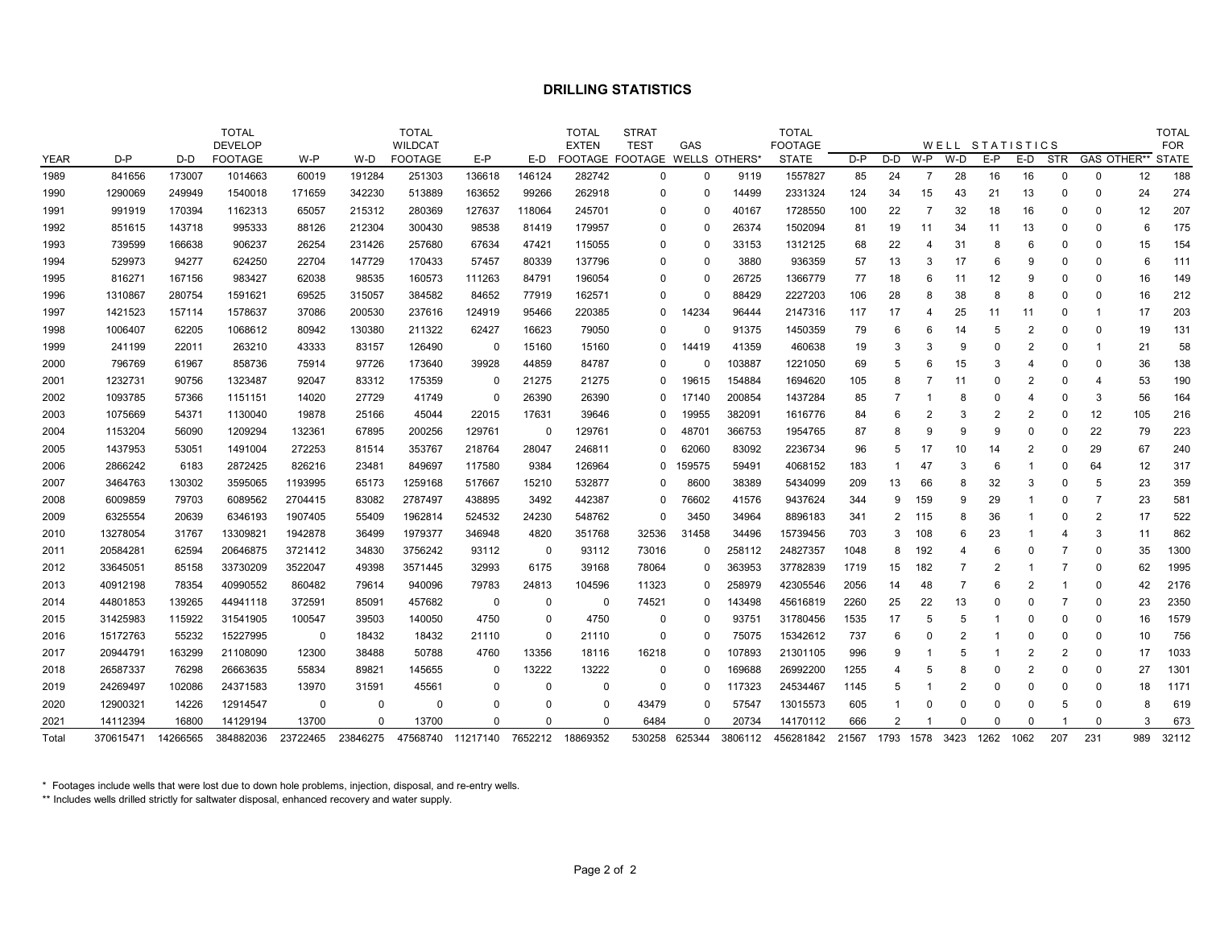## DRILLING STATISTICS

| YEAR | D-P | D-D | TOTAL DEVELOP FOOTAGE | W-P | W-D | TOTAL WILDCAT FOOTAGE | E-P | E-D | TOTAL EXTEN FOOTAGE | STRAT TEST FOOTAGE | GAS WELLS | OTHERS* | TOTAL FOOTAGE STATE | D-P | D-D | W-P | W-D | E-P | E-D | STR | GAS | OTHER** | TOTAL FOR STATE |
|---|---|---|---|---|---|---|---|---|---|---|---|---|---|---|---|---|---|---|---|---|---|---|---|
| | | | | | | | | | | | | | | WELL STATISTICS | | | | | | | | | |
| 1989 | 841656 | 173007 | 1014663 | 60019 | 191284 | 251303 | 136618 | 146124 | 282742 | 0 | 0 | 9119 | 1557827 | 85 | 24 | 7 | 28 | 16 | 16 | 0 | 0 | 12 | 188 |
| 1990 | 1290069 | 249949 | 1540018 | 171659 | 342230 | 513889 | 163652 | 99266 | 262918 | 0 | 0 | 14499 | 2331324 | 124 | 34 | 15 | 43 | 21 | 13 | 0 | 0 | 24 | 274 |
| 1991 | 991919 | 170394 | 1162313 | 65057 | 215312 | 280369 | 127637 | 118064 | 245701 | 0 | 0 | 40167 | 1728550 | 100 | 22 | 7 | 32 | 18 | 16 | 0 | 0 | 12 | 207 |
| 1992 | 851615 | 143718 | 995333 | 88126 | 212304 | 300430 | 98538 | 81419 | 179957 | 0 | 0 | 26374 | 1502094 | 81 | 19 | 11 | 34 | 11 | 13 | 0 | 0 | 6 | 175 |
| 1993 | 739599 | 166638 | 906237 | 26254 | 231426 | 257680 | 67634 | 47421 | 115055 | 0 | 0 | 33153 | 1312125 | 68 | 22 | 4 | 31 | 8 | 6 | 0 | 0 | 15 | 154 |
| 1994 | 529973 | 94277 | 624250 | 22704 | 147729 | 170433 | 57457 | 80339 | 137796 | 0 | 0 | 3880 | 936359 | 57 | 13 | 3 | 17 | 6 | 9 | 0 | 0 | 6 | 111 |
| 1995 | 816271 | 167156 | 983427 | 62038 | 98535 | 160573 | 111263 | 84791 | 196054 | 0 | 0 | 26725 | 1366779 | 77 | 18 | 6 | 11 | 12 | 9 | 0 | 0 | 16 | 149 |
| 1996 | 1310867 | 280754 | 1591621 | 69525 | 315057 | 384582 | 84652 | 77919 | 162571 | 0 | 0 | 88429 | 2227203 | 106 | 28 | 8 | 38 | 8 | 8 | 0 | 0 | 16 | 212 |
| 1997 | 1421523 | 157114 | 1578637 | 37086 | 200530 | 237616 | 124919 | 95466 | 220385 | 0 | 14234 | 96444 | 2147316 | 117 | 17 | 4 | 25 | 11 | 11 | 0 | 1 | 17 | 203 |
| 1998 | 1006407 | 62205 | 1068612 | 80942 | 130380 | 211322 | 62427 | 16623 | 79050 | 0 | 0 | 91375 | 1450359 | 79 | 6 | 6 | 14 | 5 | 2 | 0 | 0 | 19 | 131 |
| 1999 | 241199 | 22011 | 263210 | 43333 | 83157 | 126490 | 0 | 15160 | 15160 | 0 | 14419 | 41359 | 460638 | 19 | 3 | 3 | 9 | 0 | 2 | 0 | 1 | 21 | 58 |
| 2000 | 796769 | 61967 | 858736 | 75914 | 97726 | 173640 | 39928 | 44859 | 84787 | 0 | 0 | 103887 | 1221050 | 69 | 5 | 6 | 15 | 3 | 4 | 0 | 0 | 36 | 138 |
| 2001 | 1232731 | 90756 | 1323487 | 92047 | 83312 | 175359 | 0 | 21275 | 21275 | 0 | 19615 | 154884 | 1694620 | 105 | 8 | 7 | 11 | 0 | 2 | 0 | 4 | 53 | 190 |
| 2002 | 1093785 | 57366 | 1151151 | 14020 | 27729 | 41749 | 0 | 26390 | 26390 | 0 | 17140 | 200854 | 1437284 | 85 | 7 | 1 | 8 | 0 | 4 | 0 | 3 | 56 | 164 |
| 2003 | 1075669 | 54371 | 1130040 | 19878 | 25166 | 45044 | 22015 | 17631 | 39646 | 0 | 19955 | 382091 | 1616776 | 84 | 6 | 2 | 3 | 2 | 2 | 0 | 12 | 105 | 216 |
| 2004 | 1153204 | 56090 | 1209294 | 132361 | 67895 | 200256 | 129761 | 0 | 129761 | 0 | 48701 | 366753 | 1954765 | 87 | 8 | 9 | 9 | 9 | 0 | 0 | 22 | 79 | 223 |
| 2005 | 1437953 | 53051 | 1491004 | 272253 | 81514 | 353767 | 218764 | 28047 | 246811 | 0 | 62060 | 83092 | 2236734 | 96 | 5 | 17 | 10 | 14 | 2 | 0 | 29 | 67 | 240 |
| 2006 | 2866242 | 6183 | 2872425 | 826216 | 23481 | 849697 | 117580 | 9384 | 126964 | 0 | 159575 | 59491 | 4068152 | 183 | 1 | 47 | 3 | 6 | 1 | 0 | 64 | 12 | 317 |
| 2007 | 3464763 | 130302 | 3595065 | 1193995 | 65173 | 1259168 | 517667 | 15210 | 532877 | 0 | 8600 | 38389 | 5434099 | 209 | 13 | 66 | 8 | 32 | 3 | 0 | 5 | 23 | 359 |
| 2008 | 6009859 | 79703 | 6089562 | 2704415 | 83082 | 2787497 | 438895 | 3492 | 442387 | 0 | 76602 | 41576 | 9437624 | 344 | 9 | 159 | 9 | 29 | 1 | 0 | 7 | 23 | 581 |
| 2009 | 6325554 | 20639 | 6346193 | 1907405 | 55409 | 1962814 | 524532 | 24230 | 548762 | 0 | 3450 | 34964 | 8896183 | 341 | 2 | 115 | 8 | 36 | 1 | 0 | 2 | 17 | 522 |
| 2010 | 13278054 | 31767 | 13309821 | 1942878 | 36499 | 1979377 | 346948 | 4820 | 351768 | 32536 | 31458 | 34496 | 15739456 | 703 | 3 | 108 | 6 | 23 | 1 | 4 | 3 | 11 | 862 |
| 2011 | 20584281 | 62594 | 20646875 | 3721412 | 34830 | 3756242 | 93112 | 0 | 93112 | 73016 | 0 | 258112 | 24827357 | 1048 | 8 | 192 | 4 | 6 | 0 | 7 | 0 | 35 | 1300 |
| 2012 | 33645051 | 85158 | 33730209 | 3522047 | 49398 | 3571445 | 32993 | 6175 | 39168 | 78064 | 0 | 363953 | 37782839 | 1719 | 15 | 182 | 7 | 2 | 1 | 7 | 0 | 62 | 1995 |
| 2013 | 40912198 | 78354 | 40990552 | 860482 | 79614 | 940096 | 79783 | 24813 | 104596 | 11323 | 0 | 258979 | 42305546 | 2056 | 14 | 48 | 7 | 6 | 2 | 1 | 0 | 42 | 2176 |
| 2014 | 44801853 | 139265 | 44941118 | 372591 | 85091 | 457682 | 0 | 0 | 0 | 74521 | 0 | 143498 | 45616819 | 2260 | 25 | 22 | 13 | 0 | 0 | 7 | 0 | 23 | 2350 |
| 2015 | 31425983 | 115922 | 31541905 | 100547 | 39503 | 140050 | 4750 | 0 | 4750 | 0 | 0 | 93751 | 31780456 | 1535 | 17 | 5 | 5 | 1 | 0 | 0 | 0 | 16 | 1579 |
| 2016 | 15172763 | 55232 | 15227995 | 0 | 18432 | 18432 | 21110 | 0 | 21110 | 0 | 0 | 75075 | 15342612 | 737 | 6 | 0 | 2 | 1 | 0 | 0 | 0 | 10 | 756 |
| 2017 | 20944791 | 163299 | 21108090 | 12300 | 38488 | 50788 | 4760 | 13356 | 18116 | 16218 | 0 | 107893 | 21301105 | 996 | 9 | 1 | 5 | 1 | 2 | 2 | 0 | 17 | 1033 |
| 2018 | 26587337 | 76298 | 26663635 | 55834 | 89821 | 145655 | 0 | 13222 | 13222 | 0 | 0 | 169688 | 26992200 | 1255 | 4 | 5 | 8 | 0 | 2 | 0 | 0 | 27 | 1301 |
| 2019 | 24269497 | 102086 | 24371583 | 13970 | 31591 | 45561 | 0 | 0 | 0 | 0 | 0 | 117323 | 24534467 | 1145 | 5 | 1 | 2 | 0 | 0 | 0 | 0 | 18 | 1171 |
| 2020 | 12900321 | 14226 | 12914547 | 0 | 0 | 0 | 0 | 0 | 0 | 43479 | 0 | 57547 | 13015573 | 605 | 1 | 0 | 0 | 0 | 0 | 5 | 0 | 8 | 619 |
| 2021 | 14112394 | 16800 | 14129194 | 13700 | 0 | 13700 | 0 | 0 | 0 | 6484 | 0 | 20734 | 14170112 | 666 | 2 | 1 | 0 | 0 | 0 | 1 | 0 | 3 | 673 |
| Total | 370615471 | 14266565 | 384882036 | 23722465 | 23846275 | 47568740 | 11217140 | 7652212 | 18869352 | 530258 | 625344 | 3806112 | 456281842 | 21567 | 1793 | 1578 | 3423 | 1262 | 1062 | 207 | 231 | 989 | 32112 |

\* Footages include wells that were lost due to down hole problems, injection, disposal, and re-entry wells.

\*\* Includes wells drilled strictly for saltwater disposal, enhanced recovery and water supply.